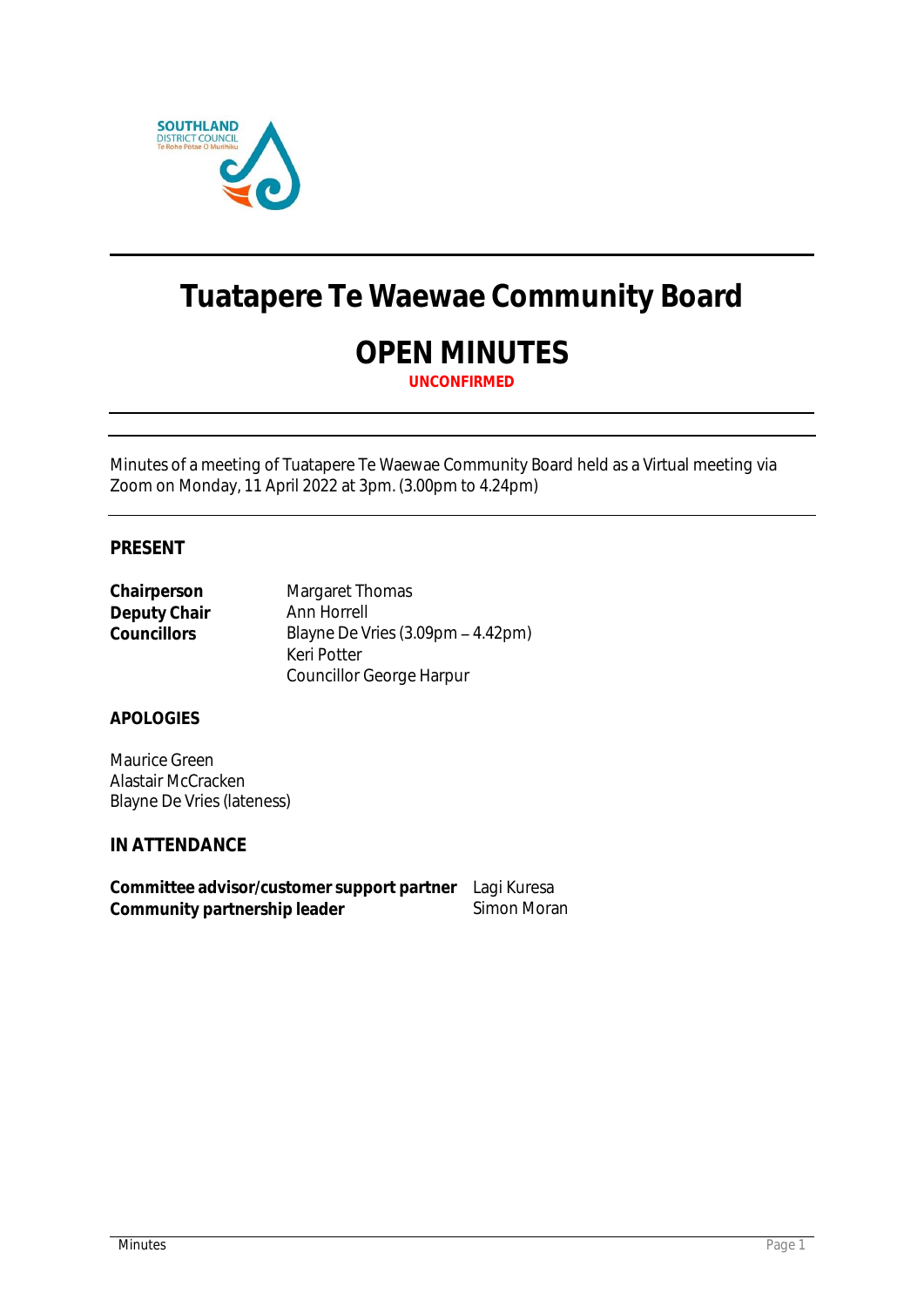# Tuatapere Te Waewae Community Board

## OPEN MINUTES

**UNCONFIRMED**

---

Minutes of a meeting of Tuatapere Te Waewae Community Board held as a Virtual meeting via Zoom on Monday, 11 April 2022 at 3pm. (3.00pm to 4.24pm)

---

### PRESENT

| | |
|---|---|
| **Chairperson** | Margaret Thomas |
| **Deputy Chair** | Ann Horrell |
| **Councillors** | Blayne De Vries (3.09pm – 4.42pm) |
| | Keri Potter |
| | Councillor George Harpur |

### APOLOGIES

Maurice Green
Alastair McCracken
Blayne De Vries (lateness)

### IN ATTENDANCE

| | |
|---|---|
| **Committee advisor/customer support partner** | Lagi Kuresa |
| **Community partnership leader** | Simon Moran |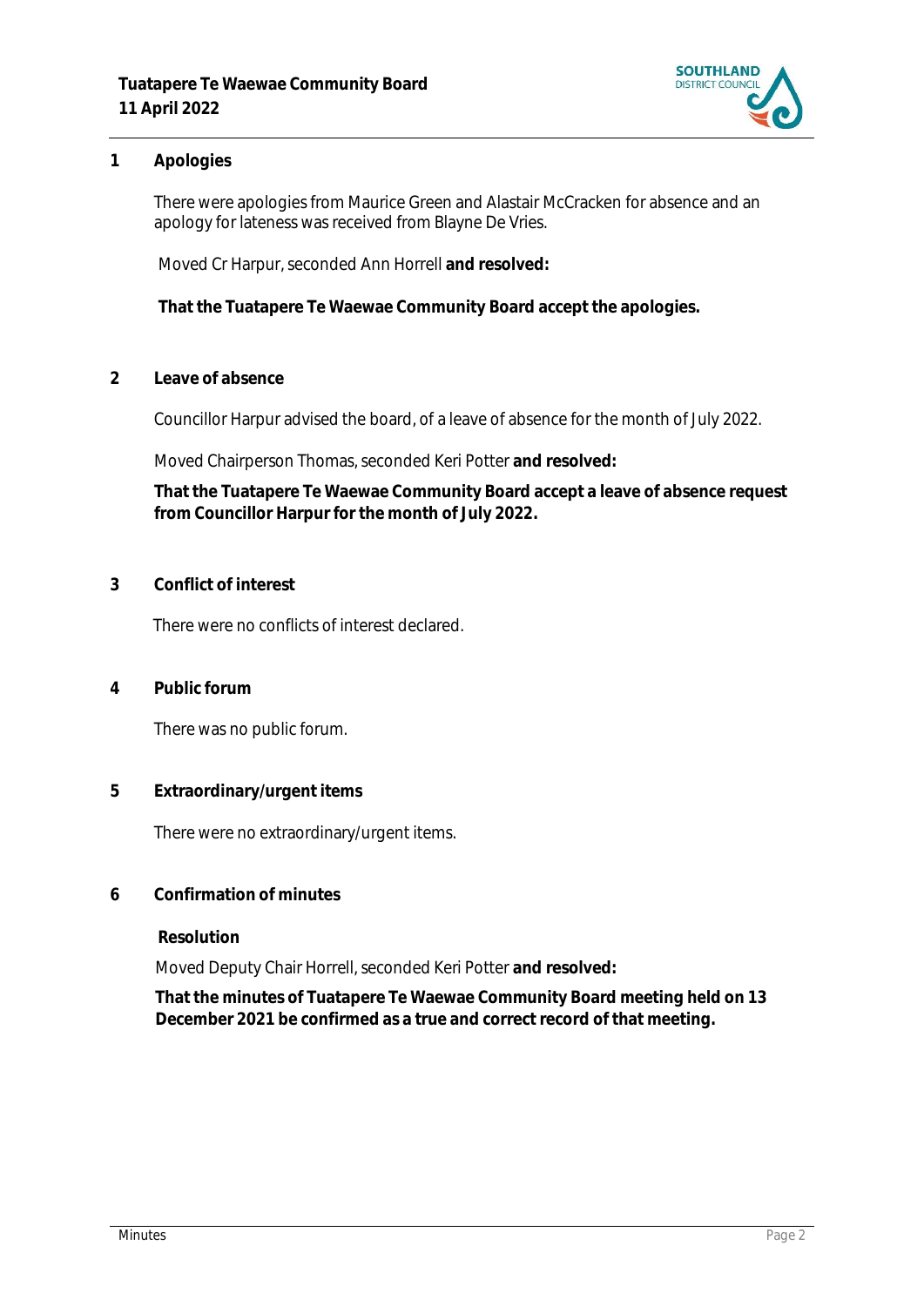## 1 Apologies

There were apologies from Maurice Green and Alastair McCracken for absence and an apology for lateness was received from Blayne De Vries.

Moved Cr Harpur, seconded Ann Horrell **and resolved:**

**That the Tuatapere Te Waewae Community Board accept the apologies.**

## 2 Leave of absence

Councillor Harpur advised the board, of a leave of absence for the month of July 2022.

Moved Chairperson Thomas, seconded Keri Potter **and resolved:**

**That the Tuatapere Te Waewae Community Board accept a leave of absence request from Councillor Harpur for the month of July 2022.**

## 3 Conflict of interest

There were no conflicts of interest declared.

## 4 Public forum

There was no public forum.

## 5 Extraordinary/urgent items

There were no extraordinary/urgent items.

## 6 Confirmation of minutes

**Resolution**

Moved Deputy Chair Horrell, seconded Keri Potter **and resolved:**

**That the minutes of Tuatapere Te Waewae Community Board meeting held on 13 December 2021 be confirmed as a true and correct record of that meeting.**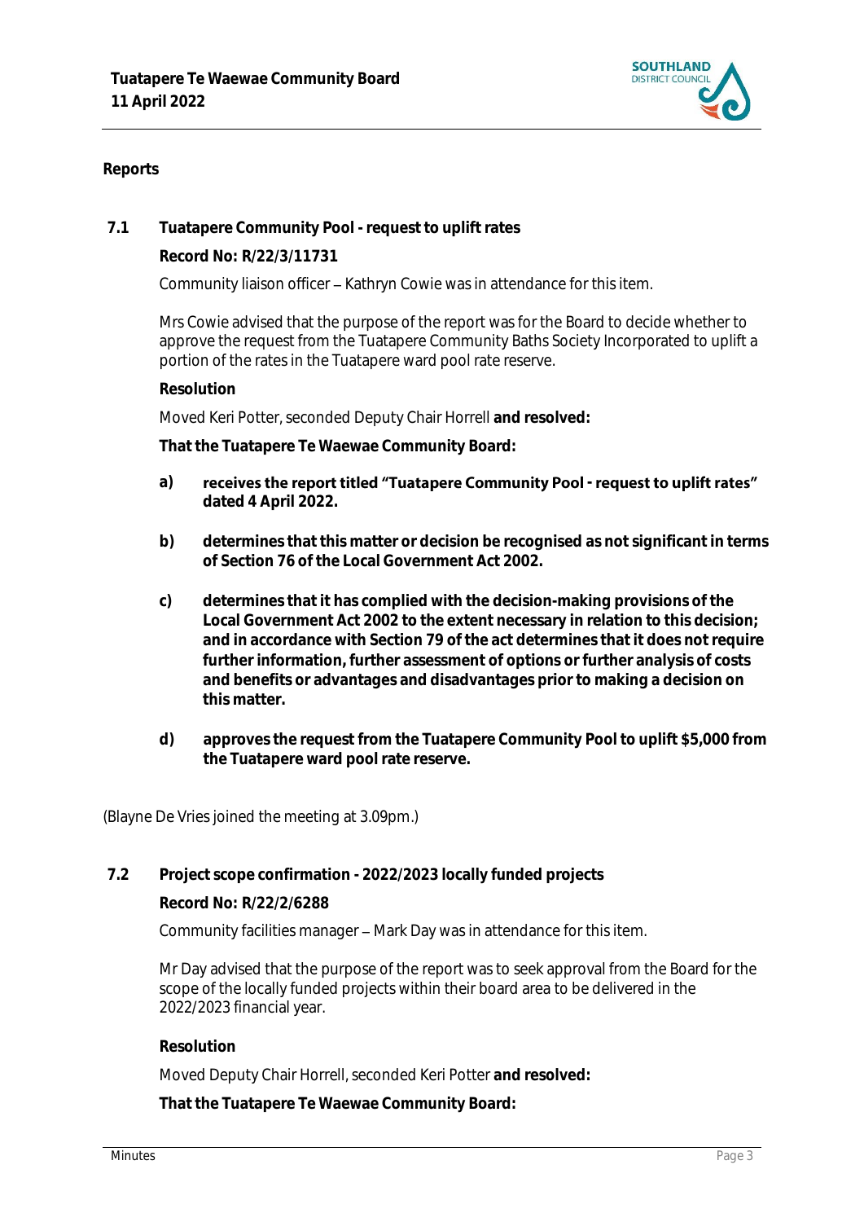## Reports

### 7.1 Tuatapere Community Pool - request to uplift rates

**Record No: R/22/3/11731**

Community liaison officer – Kathryn Cowie was in attendance for this item.

Mrs Cowie advised that the purpose of the report was for the Board to decide whether to approve the request from the Tuatapere Community Baths Society Incorporated to uplift a portion of the rates in the Tuatapere ward pool rate reserve.

**Resolution**

Moved Keri Potter, seconded Deputy Chair Horrell **and resolved:**

**That the Tuatapere Te Waewae Community Board:**

**a) receives the report titled "Tuatapere Community Pool - request to uplift rates" dated 4 April 2022.**

**b) determines that this matter or decision be recognised as not significant in terms of Section 76 of the Local Government Act 2002.**

**c) determines that it has complied with the decision-making provisions of the Local Government Act 2002 to the extent necessary in relation to this decision; and in accordance with Section 79 of the act determines that it does not require further information, further assessment of options or further analysis of costs and benefits or advantages and disadvantages prior to making a decision on this matter.**

**d) approves the request from the Tuatapere Community Pool to uplift $5,000 from the Tuatapere ward pool rate reserve.**

(Blayne De Vries joined the meeting at 3.09pm.)

### 7.2 Project scope confirmation - 2022/2023 locally funded projects

**Record No: R/22/2/6288**

Community facilities manager – Mark Day was in attendance for this item.

Mr Day advised that the purpose of the report was to seek approval from the Board for the scope of the locally funded projects within their board area to be delivered in the 2022/2023 financial year.

**Resolution**

Moved Deputy Chair Horrell, seconded Keri Potter **and resolved:**

**That the Tuatapere Te Waewae Community Board:**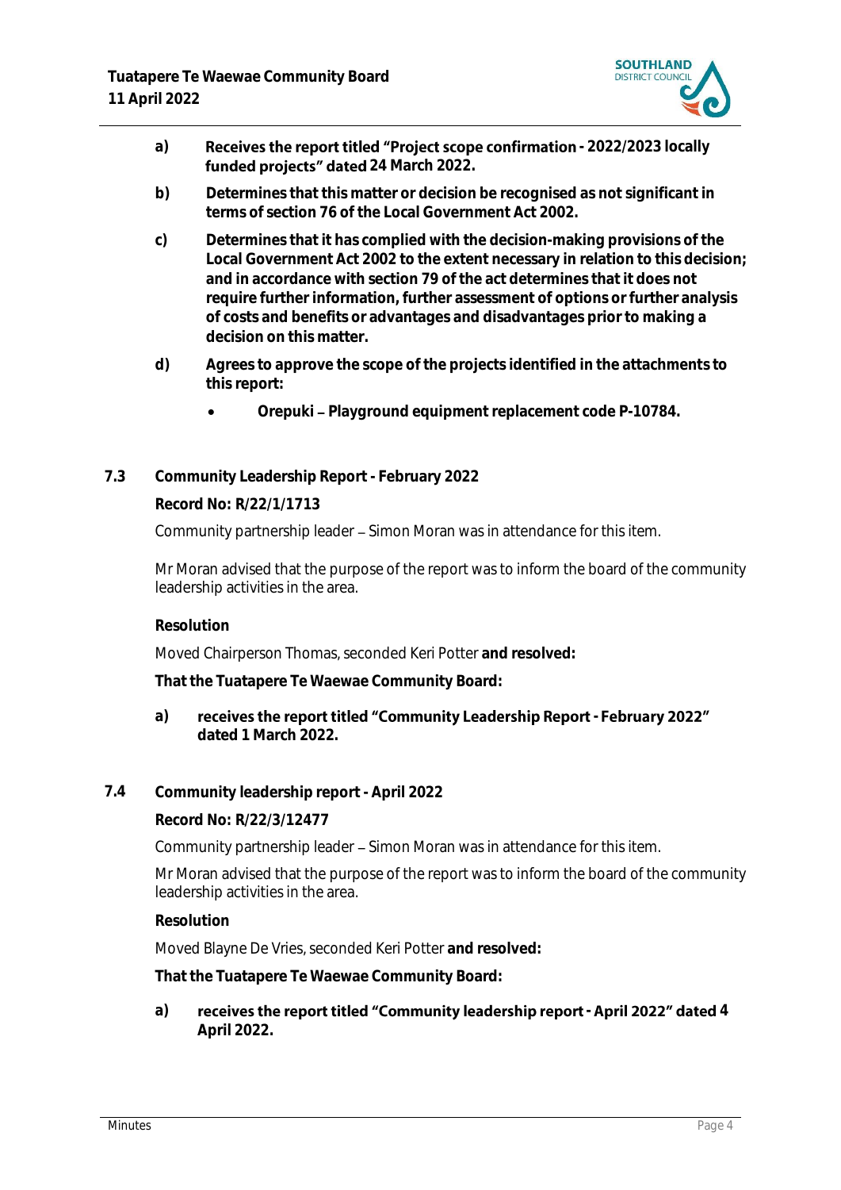**a) Receives the report titled "Project scope confirmation - 2022/2023 locally funded projects" dated 24 March 2022.**

**b) Determines that this matter or decision be recognised as not significant in terms of section 76 of the Local Government Act 2002.**

**c) Determines that it has complied with the decision-making provisions of the Local Government Act 2002 to the extent necessary in relation to this decision; and in accordance with section 79 of the act determines that it does not require further information, further assessment of options or further analysis of costs and benefits or advantages and disadvantages prior to making a decision on this matter.**

**d) Agrees to approve the scope of the projects identified in the attachments to this report:**

- **Orepuki – Playground equipment replacement code P-10784.**

### 7.3 Community Leadership Report - February 2022

**Record No: R/22/1/1713**

Community partnership leader – Simon Moran was in attendance for this item.

Mr Moran advised that the purpose of the report was to inform the board of the community leadership activities in the area.

**Resolution**

Moved Chairperson Thomas, seconded Keri Potter **and resolved:**

**That the Tuatapere Te Waewae Community Board:**

**a) receives the report titled "Community Leadership Report - February 2022" dated 1 March 2022.**

### 7.4 Community leadership report - April 2022

**Record No: R/22/3/12477**

Community partnership leader – Simon Moran was in attendance for this item.

Mr Moran advised that the purpose of the report was to inform the board of the community leadership activities in the area.

**Resolution**

Moved Blayne De Vries, seconded Keri Potter **and resolved:**

**That the Tuatapere Te Waewae Community Board:**

**a) receives the report titled "Community leadership report - April 2022" dated 4 April 2022.**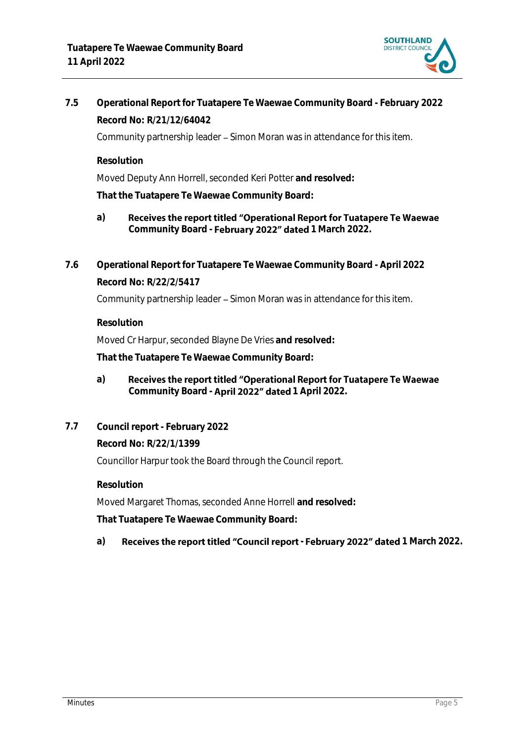## 7.5 Operational Report for Tuatapere Te Waewae Community Board - February 2022

**Record No: R/21/12/64042**

Community partnership leader – Simon Moran was in attendance for this item.

**Resolution**

Moved Deputy Ann Horrell, seconded Keri Potter **and resolved:**

**That the Tuatapere Te Waewae Community Board:**

a) **Receives the report titled "Operational Report for Tuatapere Te Waewae Community Board - February 2022" dated 1 March 2022.**

## 7.6 Operational Report for Tuatapere Te Waewae Community Board - April 2022

**Record No: R/22/2/5417**

Community partnership leader – Simon Moran was in attendance for this item.

**Resolution**

Moved Cr Harpur, seconded Blayne De Vries **and resolved:**

**That the Tuatapere Te Waewae Community Board:**

a) **Receives the report titled "Operational Report for Tuatapere Te Waewae Community Board - April 2022" dated 1 April 2022.**

## 7.7 Council report - February 2022

**Record No: R/22/1/1399**

Councillor Harpur took the Board through the Council report.

**Resolution**

Moved Margaret Thomas, seconded Anne Horrell **and resolved:**

**That Tuatapere Te Waewae Community Board:**

a) **Receives the report titled "Council report - February 2022" dated 1 March 2022.**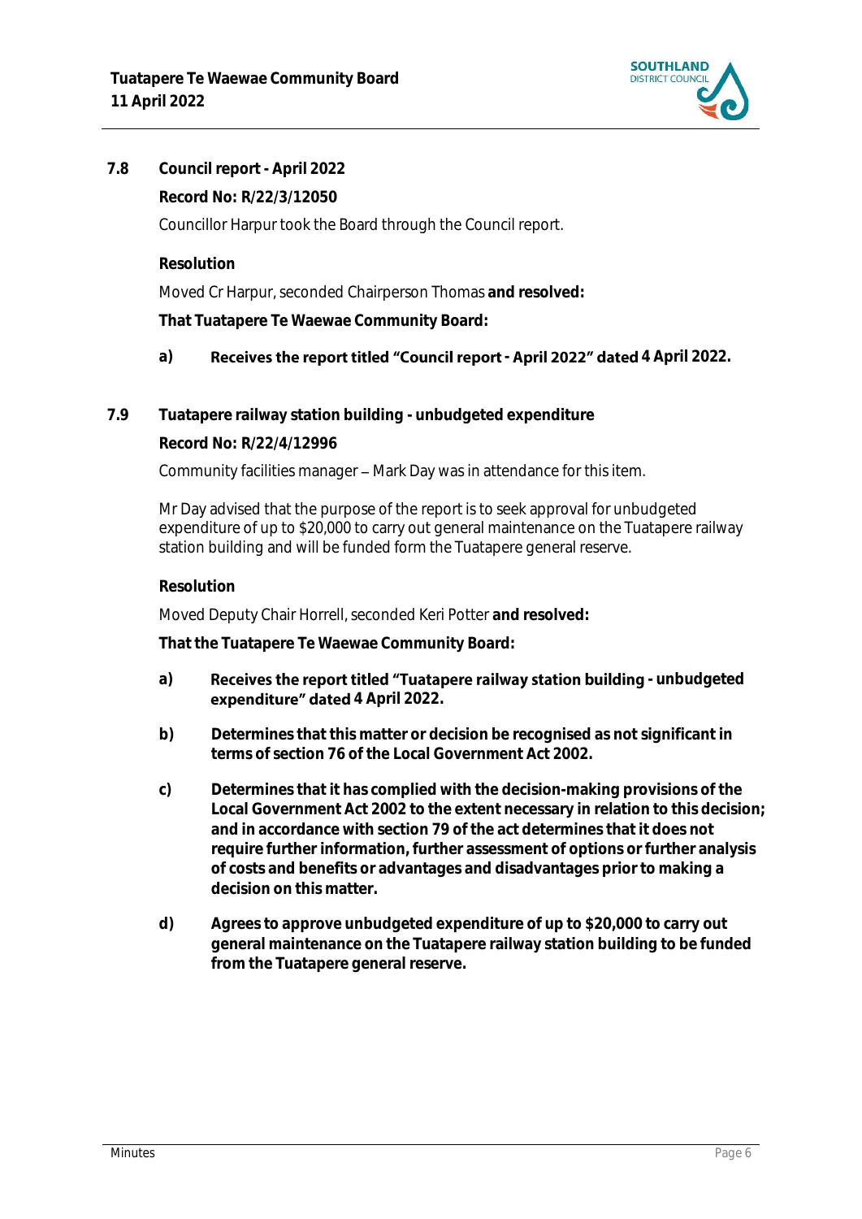### 7.8 Council report - April 2022

**Record No: R/22/3/12050**

Councillor Harpur took the Board through the Council report.

**Resolution**

Moved Cr Harpur, seconded Chairperson Thomas **and resolved:**

**That Tuatapere Te Waewae Community Board:**

**a) Receives the report titled "Council report - April 2022" dated 4 April 2022.**

### 7.9 Tuatapere railway station building - unbudgeted expenditure

**Record No: R/22/4/12996**

Community facilities manager – Mark Day was in attendance for this item.

Mr Day advised that the purpose of the report is to seek approval for unbudgeted expenditure of up to $20,000 to carry out general maintenance on the Tuatapere railway station building and will be funded form the Tuatapere general reserve.

**Resolution**

Moved Deputy Chair Horrell, seconded Keri Potter **and resolved:**

**That the Tuatapere Te Waewae Community Board:**

**a) Receives the report titled "Tuatapere railway station building - unbudgeted expenditure" dated 4 April 2022.**

**b) Determines that this matter or decision be recognised as not significant in terms of section 76 of the Local Government Act 2002.**

**c) Determines that it has complied with the decision-making provisions of the Local Government Act 2002 to the extent necessary in relation to this decision; and in accordance with section 79 of the act determines that it does not require further information, further assessment of options or further analysis of costs and benefits or advantages and disadvantages prior to making a decision on this matter.**

**d) Agrees to approve unbudgeted expenditure of up to $20,000 to carry out general maintenance on the Tuatapere railway station building to be funded from the Tuatapere general reserve.**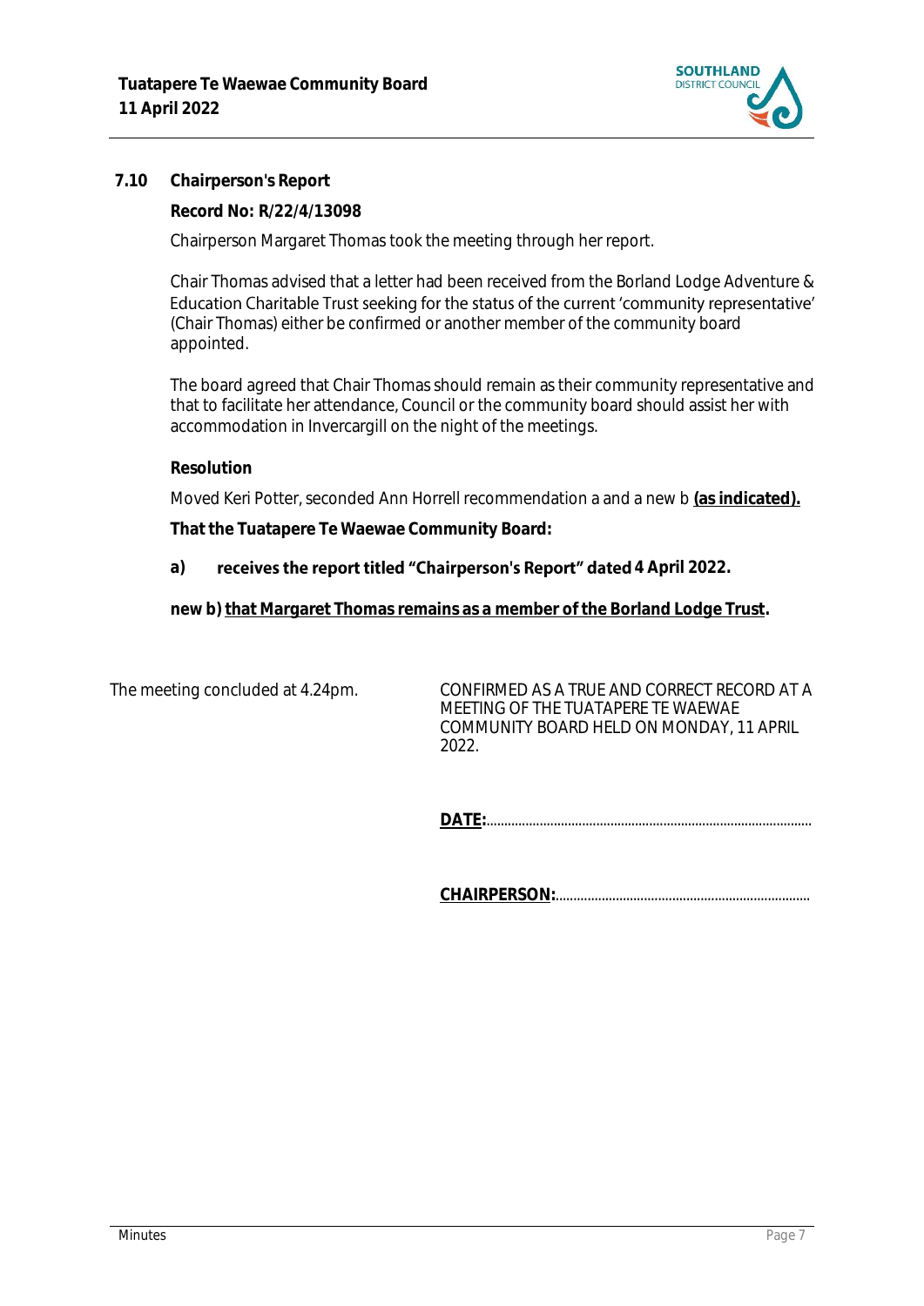## 7.10 Chairperson's Report

**Record No: R/22/4/13098**

Chairperson Margaret Thomas took the meeting through her report.

Chair Thomas advised that a letter had been received from the Borland Lodge Adventure & Education Charitable Trust seeking for the status of the current 'community representative' (Chair Thomas) either be confirmed or another member of the community board appointed.

The board agreed that Chair Thomas should remain as their community representative and that to facilitate her attendance, Council or the community board should assist her with accommodation in Invercargill on the night of the meetings.

**Resolution**

Moved Keri Potter, seconded Ann Horrell recommendation a and a new b **(as indicated).**

**That the Tuatapere Te Waewae Community Board:**

**a) receives the report titled "Chairperson's Report" dated 4 April 2022.**

**new b) that Margaret Thomas remains as a member of the Borland Lodge Trust.**

The meeting concluded at 4.24pm.

CONFIRMED AS A TRUE AND CORRECT RECORD AT A MEETING OF THE TUATAPERE TE WAEWAE COMMUNITY BOARD HELD ON MONDAY, 11 APRIL 2022.

**DATE:**...........................................................................................

**CHAIRPERSON:**.......................................................................